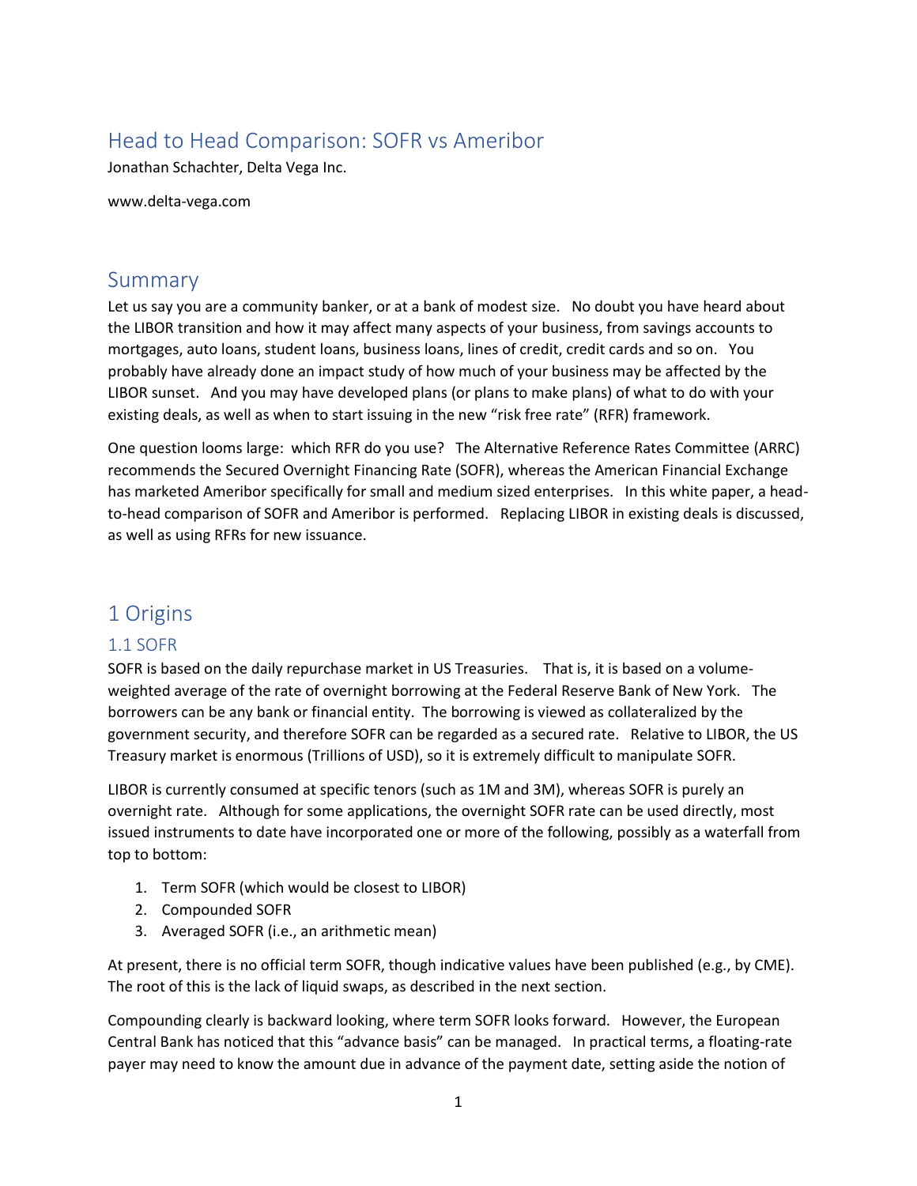# Head to Head Comparison: SOFR vs Ameribor

Jonathan Schachter, Delta Vega Inc.

www.delta-vega.com

## Summary

Let us say you are a community banker, or at a bank of modest size. No doubt you have heard about the LIBOR transition and how it may affect many aspects of your business, from savings accounts to mortgages, auto loans, student loans, business loans, lines of credit, credit cards and so on. You probably have already done an impact study of how much of your business may be affected by the LIBOR sunset. And you may have developed plans (or plans to make plans) of what to do with your existing deals, as well as when to start issuing in the new "risk free rate" (RFR) framework.

One question looms large: which RFR do you use? The Alternative Reference Rates Committee (ARRC) recommends the Secured Overnight Financing Rate (SOFR), whereas the American Financial Exchange has marketed Ameribor specifically for small and medium sized enterprises. In this white paper, a head-to-head comparison of SOFR and Ameribor is performed. Replacing LIBOR in existing deals is discussed, as well as using RFRs for new issuance.

## 1 Origins

### 1.1 SOFR

SOFR is based on the daily repurchase market in US Treasuries. That is, it is based on a volume-weighted average of the rate of overnight borrowing at the Federal Reserve Bank of New York. The borrowers can be any bank or financial entity. The borrowing is viewed as collateralized by the government security, and therefore SOFR can be regarded as a secured rate. Relative to LIBOR, the US Treasury market is enormous (Trillions of USD), so it is extremely difficult to manipulate SOFR.

LIBOR is currently consumed at specific tenors (such as 1M and 3M), whereas SOFR is purely an overnight rate. Although for some applications, the overnight SOFR rate can be used directly, most issued instruments to date have incorporated one or more of the following, possibly as a waterfall from top to bottom:

1. Term SOFR (which would be closest to LIBOR)
2. Compounded SOFR
3. Averaged SOFR (i.e., an arithmetic mean)

At present, there is no official term SOFR, though indicative values have been published (e.g., by CME). The root of this is the lack of liquid swaps, as described in the next section.

Compounding clearly is backward looking, where term SOFR looks forward. However, the European Central Bank has noticed that this "advance basis" can be managed. In practical terms, a floating-rate payer may need to know the amount due in advance of the payment date, setting aside the notion of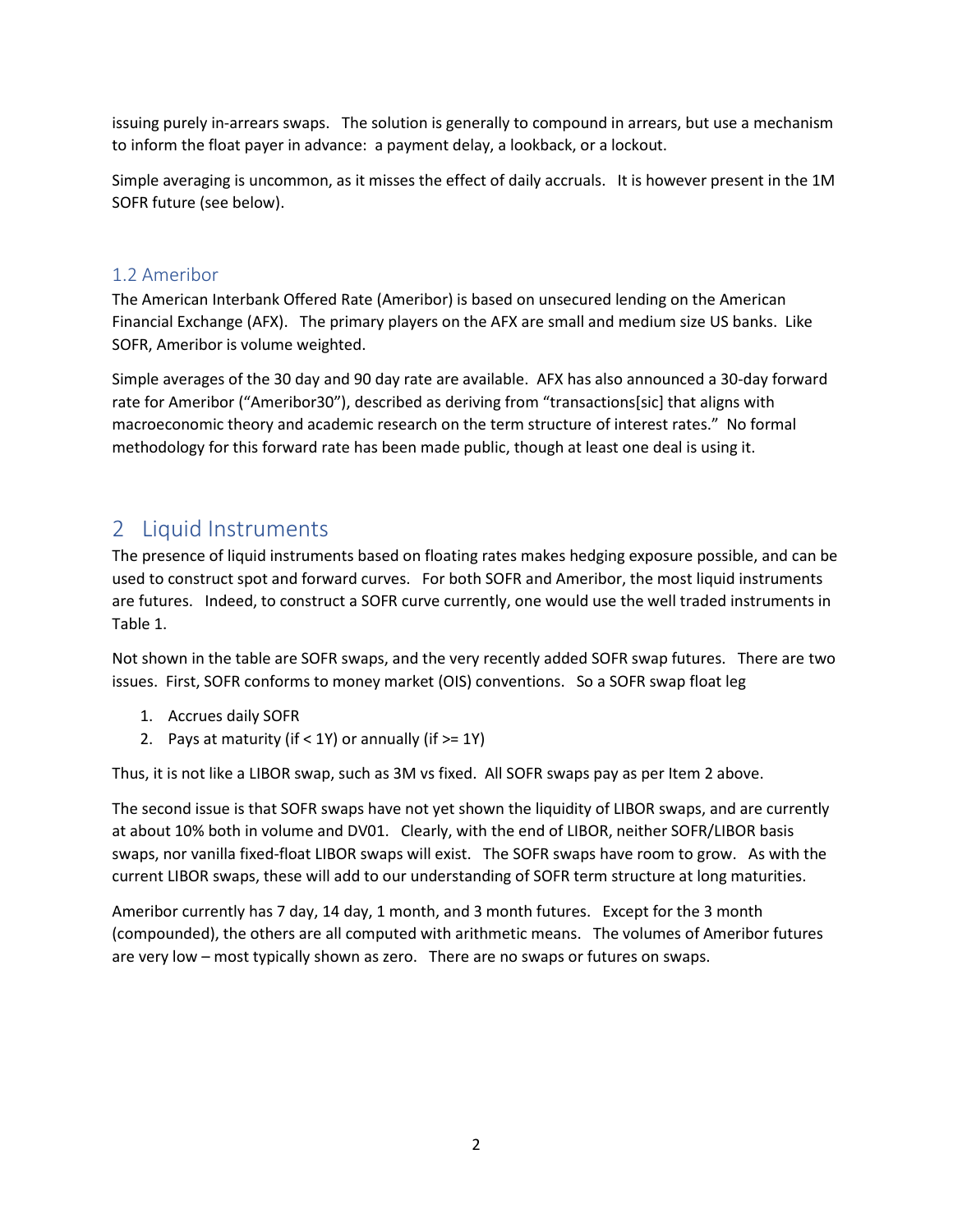issuing purely in-arrears swaps. The solution is generally to compound in arrears, but use a mechanism to inform the float payer in advance: a payment delay, a lookback, or a lockout.

Simple averaging is uncommon, as it misses the effect of daily accruals. It is however present in the 1M SOFR future (see below).

### 1.2 Ameribor

The American Interbank Offered Rate (Ameribor) is based on unsecured lending on the American Financial Exchange (AFX). The primary players on the AFX are small and medium size US banks. Like SOFR, Ameribor is volume weighted.

Simple averages of the 30 day and 90 day rate are available. AFX has also announced a 30-day forward rate for Ameribor ("Ameribor30"), described as deriving from "transactions[sic] that aligns with macroeconomic theory and academic research on the term structure of interest rates." No formal methodology for this forward rate has been made public, though at least one deal is using it.

## 2 Liquid Instruments

The presence of liquid instruments based on floating rates makes hedging exposure possible, and can be used to construct spot and forward curves. For both SOFR and Ameribor, the most liquid instruments are futures. Indeed, to construct a SOFR curve currently, one would use the well traded instruments in Table 1.

Not shown in the table are SOFR swaps, and the very recently added SOFR swap futures. There are two issues. First, SOFR conforms to money market (OIS) conventions. So a SOFR swap float leg

1. Accrues daily SOFR
2. Pays at maturity (if < 1Y) or annually (if >= 1Y)

Thus, it is not like a LIBOR swap, such as 3M vs fixed. All SOFR swaps pay as per Item 2 above.

The second issue is that SOFR swaps have not yet shown the liquidity of LIBOR swaps, and are currently at about 10% both in volume and DV01. Clearly, with the end of LIBOR, neither SOFR/LIBOR basis swaps, nor vanilla fixed-float LIBOR swaps will exist. The SOFR swaps have room to grow. As with the current LIBOR swaps, these will add to our understanding of SOFR term structure at long maturities.

Ameribor currently has 7 day, 14 day, 1 month, and 3 month futures. Except for the 3 month (compounded), the others are all computed with arithmetic means. The volumes of Ameribor futures are very low – most typically shown as zero. There are no swaps or futures on swaps.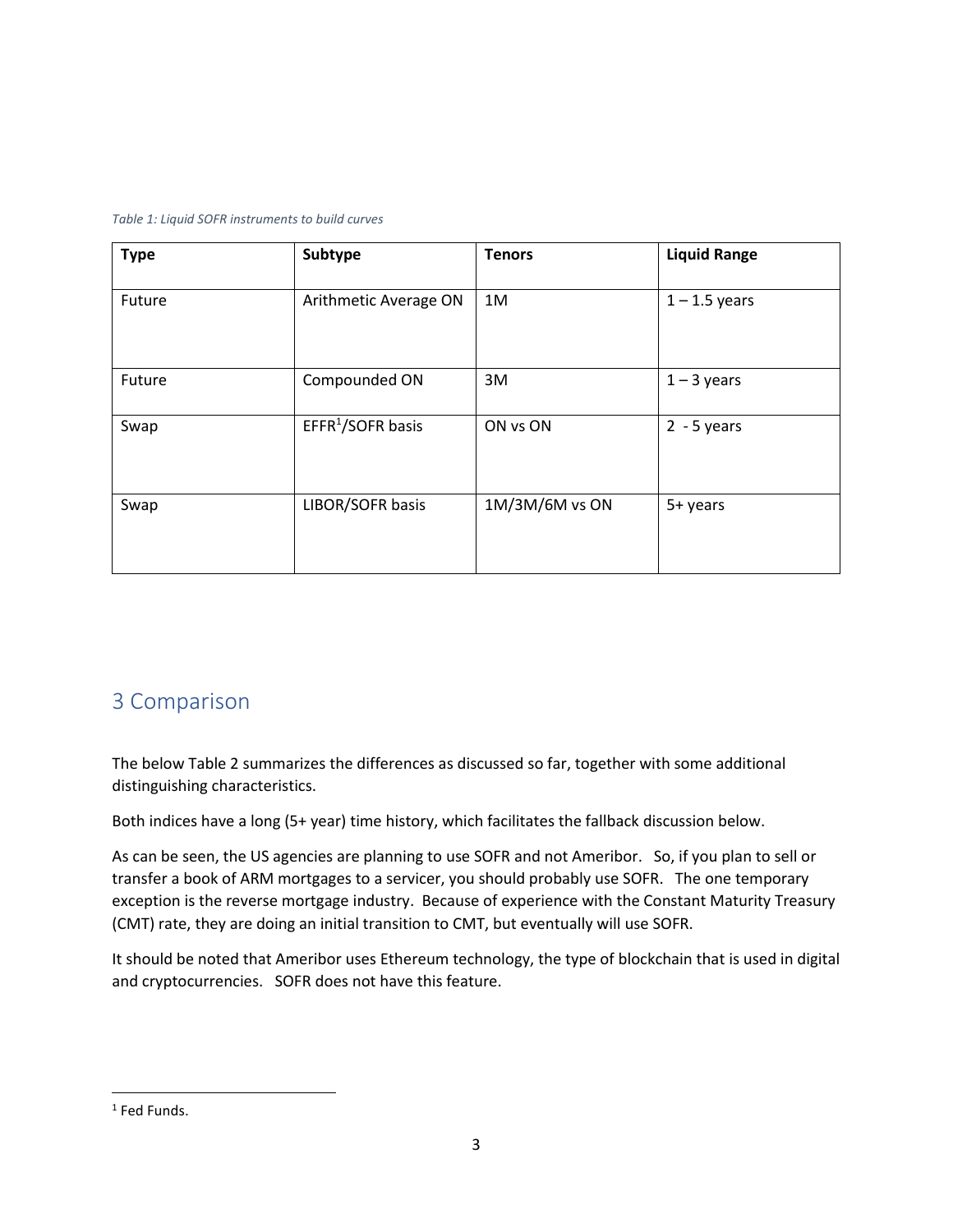*Table 1: Liquid SOFR instruments to build curves*

| Type | Subtype | Tenors | Liquid Range |
|---|---|---|---|
| Future | Arithmetic Average ON | 1M | 1 – 1.5 years |
| Future | Compounded ON | 3M | 1 – 3 years |
| Swap | EFFR[1]/SOFR basis | ON vs ON | 2 - 5 years |
| Swap | LIBOR/SOFR basis | 1M/3M/6M vs ON | 5+ years |

## 3 Comparison

The below Table 2 summarizes the differences as discussed so far, together with some additional distinguishing characteristics.

Both indices have a long (5+ year) time history, which facilitates the fallback discussion below.

As can be seen, the US agencies are planning to use SOFR and not Ameribor. So, if you plan to sell or transfer a book of ARM mortgages to a servicer, you should probably use SOFR. The one temporary exception is the reverse mortgage industry. Because of experience with the Constant Maturity Treasury (CMT) rate, they are doing an initial transition to CMT, but eventually will use SOFR.

It should be noted that Ameribor uses Ethereum technology, the type of blockchain that is used in digital and cryptocurrencies. SOFR does not have this feature.

---

[1] Fed Funds.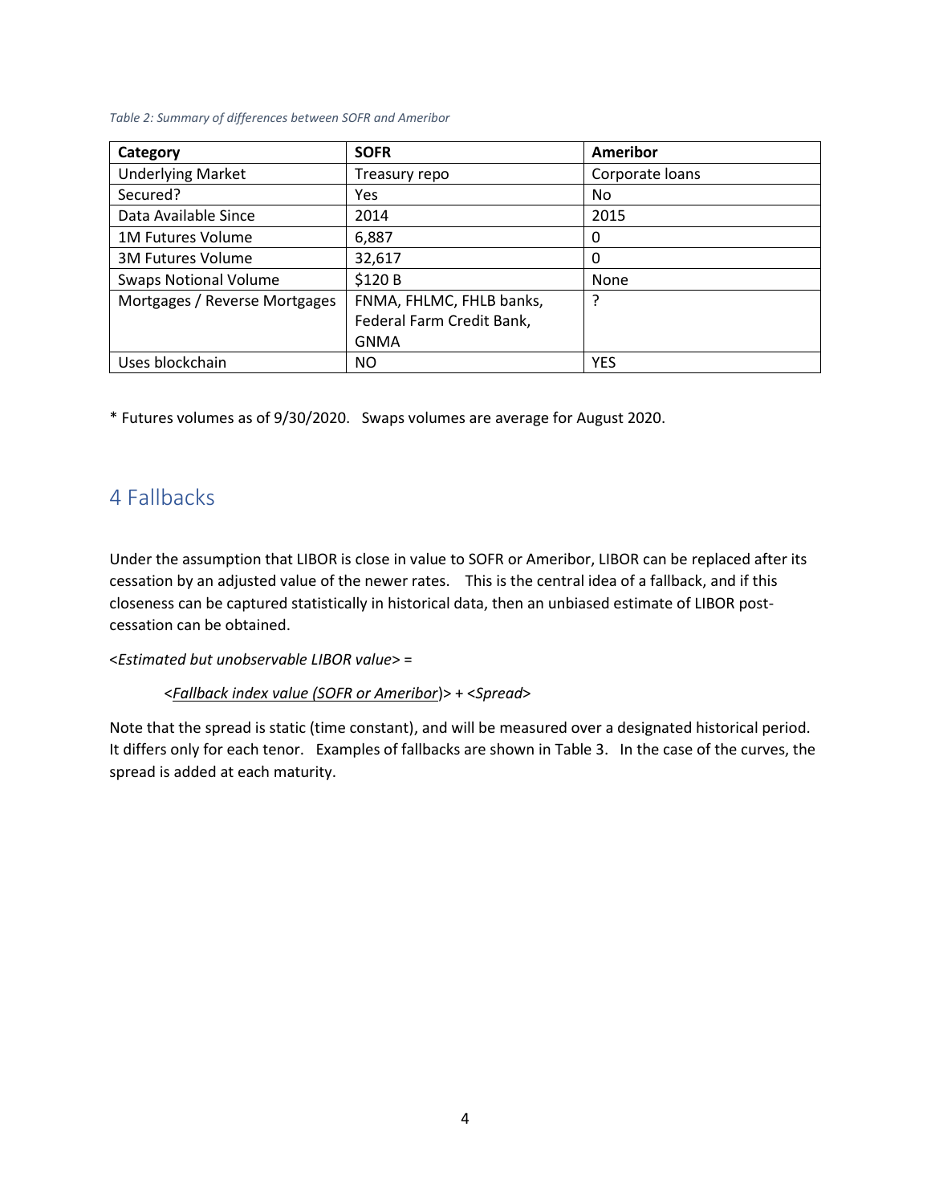*Table 2: Summary of differences between SOFR and Ameribor*

| Category | SOFR | Ameribor |
|---|---|---|
| Underlying Market | Treasury repo | Corporate loans |
| Secured? | Yes | No |
| Data Available Since | 2014 | 2015 |
| 1M Futures Volume | 6,887 | 0 |
| 3M Futures Volume | 32,617 | 0 |
| Swaps Notional Volume | $120 B | None |
| Mortgages / Reverse Mortgages | FNMA, FHLMC, FHLB banks, Federal Farm Credit Bank, GNMA | ? |
| Uses blockchain | NO | YES |

* Futures volumes as of 9/30/2020. Swaps volumes are average for August 2020.

## 4 Fallbacks

Under the assumption that LIBOR is close in value to SOFR or Ameribor, LIBOR can be replaced after its cessation by an adjusted value of the newer rates. This is the central idea of a fallback, and if this closeness can be captured statistically in historical data, then an unbiased estimate of LIBOR post-cessation can be obtained.

<*Estimated but unobservable LIBOR value*> =

<*Fallback index value (SOFR or Ameribor)*> + <*Spread*>

Note that the spread is static (time constant), and will be measured over a designated historical period. It differs only for each tenor. Examples of fallbacks are shown in Table 3. In the case of the curves, the spread is added at each maturity.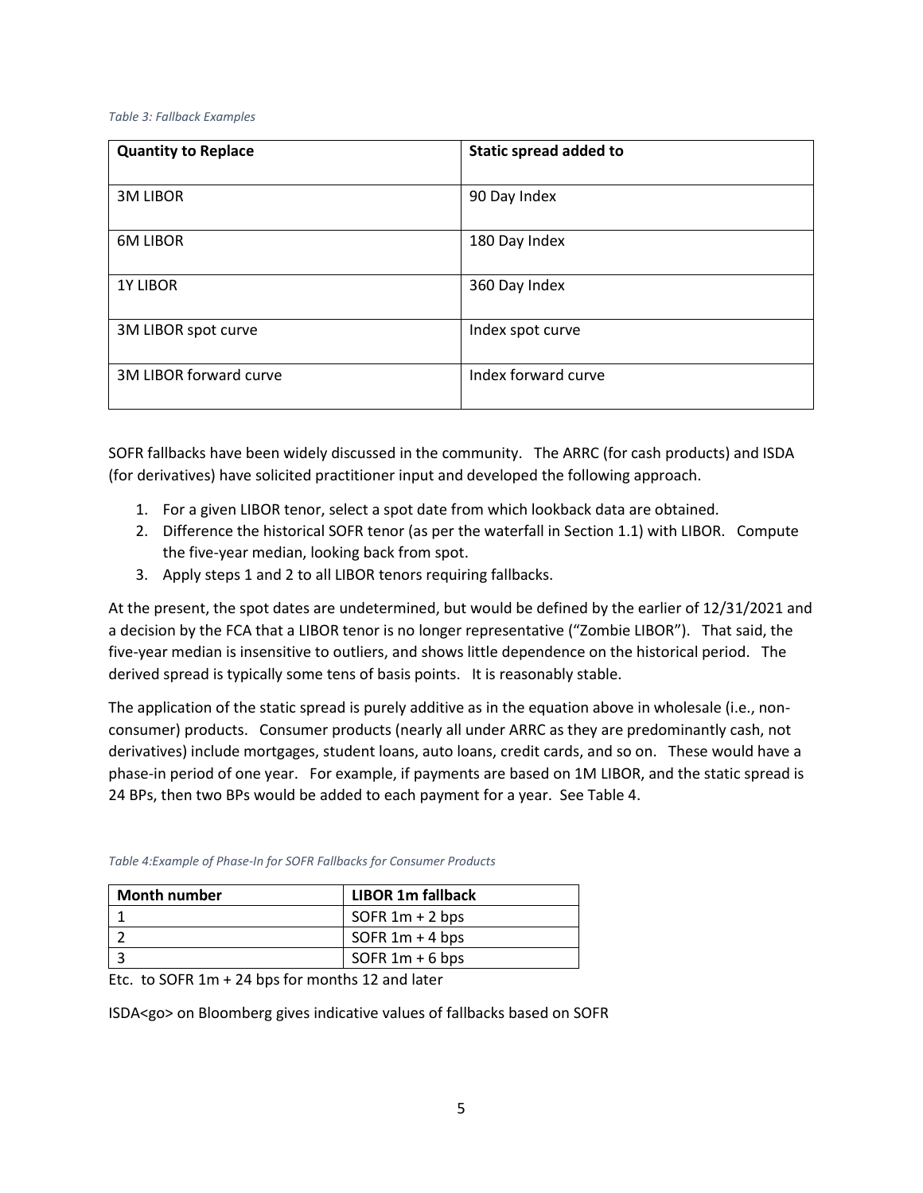*Table 3: Fallback Examples*

| Quantity to Replace | Static spread added to |
|---|---|
| 3M LIBOR | 90 Day Index |
| 6M LIBOR | 180 Day Index |
| 1Y LIBOR | 360 Day Index |
| 3M LIBOR spot curve | Index spot curve |
| 3M LIBOR forward curve | Index forward curve |

SOFR fallbacks have been widely discussed in the community. The ARRC (for cash products) and ISDA (for derivatives) have solicited practitioner input and developed the following approach.

1. For a given LIBOR tenor, select a spot date from which lookback data are obtained.
2. Difference the historical SOFR tenor (as per the waterfall in Section 1.1) with LIBOR. Compute the five-year median, looking back from spot.
3. Apply steps 1 and 2 to all LIBOR tenors requiring fallbacks.

At the present, the spot dates are undetermined, but would be defined by the earlier of 12/31/2021 and a decision by the FCA that a LIBOR tenor is no longer representative ("Zombie LIBOR"). That said, the five-year median is insensitive to outliers, and shows little dependence on the historical period. The derived spread is typically some tens of basis points. It is reasonably stable.

The application of the static spread is purely additive as in the equation above in wholesale (i.e., non-consumer) products. Consumer products (nearly all under ARRC as they are predominantly cash, not derivatives) include mortgages, student loans, auto loans, credit cards, and so on. These would have a phase-in period of one year. For example, if payments are based on 1M LIBOR, and the static spread is 24 BPs, then two BPs would be added to each payment for a year. See Table 4.

*Table 4:Example of Phase-In for SOFR Fallbacks for Consumer Products*

| Month number | LIBOR 1m fallback |
|---|---|
| 1 | SOFR 1m + 2 bps |
| 2 | SOFR 1m + 4 bps |
| 3 | SOFR 1m + 6 bps |

Etc. to SOFR 1m + 24 bps for months 12 and later

ISDA<go> on Bloomberg gives indicative values of fallbacks based on SOFR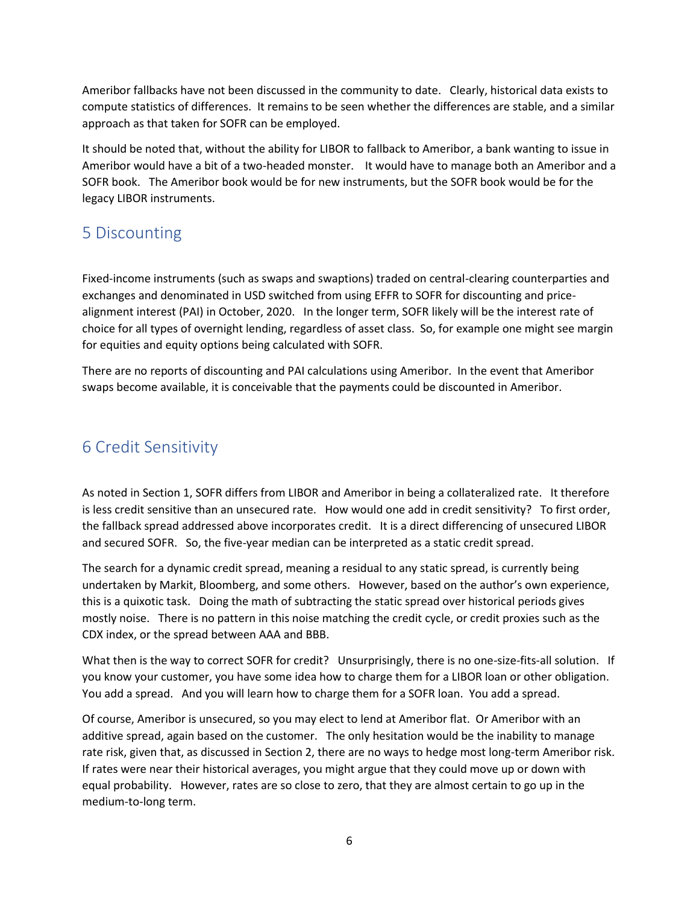Ameribor fallbacks have not been discussed in the community to date. Clearly, historical data exists to compute statistics of differences. It remains to be seen whether the differences are stable, and a similar approach as that taken for SOFR can be employed.

It should be noted that, without the ability for LIBOR to fallback to Ameribor, a bank wanting to issue in Ameribor would have a bit of a two-headed monster. It would have to manage both an Ameribor and a SOFR book. The Ameribor book would be for new instruments, but the SOFR book would be for the legacy LIBOR instruments.

## 5 Discounting

Fixed-income instruments (such as swaps and swaptions) traded on central-clearing counterparties and exchanges and denominated in USD switched from using EFFR to SOFR for discounting and price-alignment interest (PAI) in October, 2020. In the longer term, SOFR likely will be the interest rate of choice for all types of overnight lending, regardless of asset class. So, for example one might see margin for equities and equity options being calculated with SOFR.

There are no reports of discounting and PAI calculations using Ameribor. In the event that Ameribor swaps become available, it is conceivable that the payments could be discounted in Ameribor.

## 6 Credit Sensitivity

As noted in Section 1, SOFR differs from LIBOR and Ameribor in being a collateralized rate. It therefore is less credit sensitive than an unsecured rate. How would one add in credit sensitivity? To first order, the fallback spread addressed above incorporates credit. It is a direct differencing of unsecured LIBOR and secured SOFR. So, the five-year median can be interpreted as a static credit spread.

The search for a dynamic credit spread, meaning a residual to any static spread, is currently being undertaken by Markit, Bloomberg, and some others. However, based on the author's own experience, this is a quixotic task. Doing the math of subtracting the static spread over historical periods gives mostly noise. There is no pattern in this noise matching the credit cycle, or credit proxies such as the CDX index, or the spread between AAA and BBB.

What then is the way to correct SOFR for credit? Unsurprisingly, there is no one-size-fits-all solution. If you know your customer, you have some idea how to charge them for a LIBOR loan or other obligation. You add a spread. And you will learn how to charge them for a SOFR loan. You add a spread.

Of course, Ameribor is unsecured, so you may elect to lend at Ameribor flat. Or Ameribor with an additive spread, again based on the customer. The only hesitation would be the inability to manage rate risk, given that, as discussed in Section 2, there are no ways to hedge most long-term Ameribor risk. If rates were near their historical averages, you might argue that they could move up or down with equal probability. However, rates are so close to zero, that they are almost certain to go up in the medium-to-long term.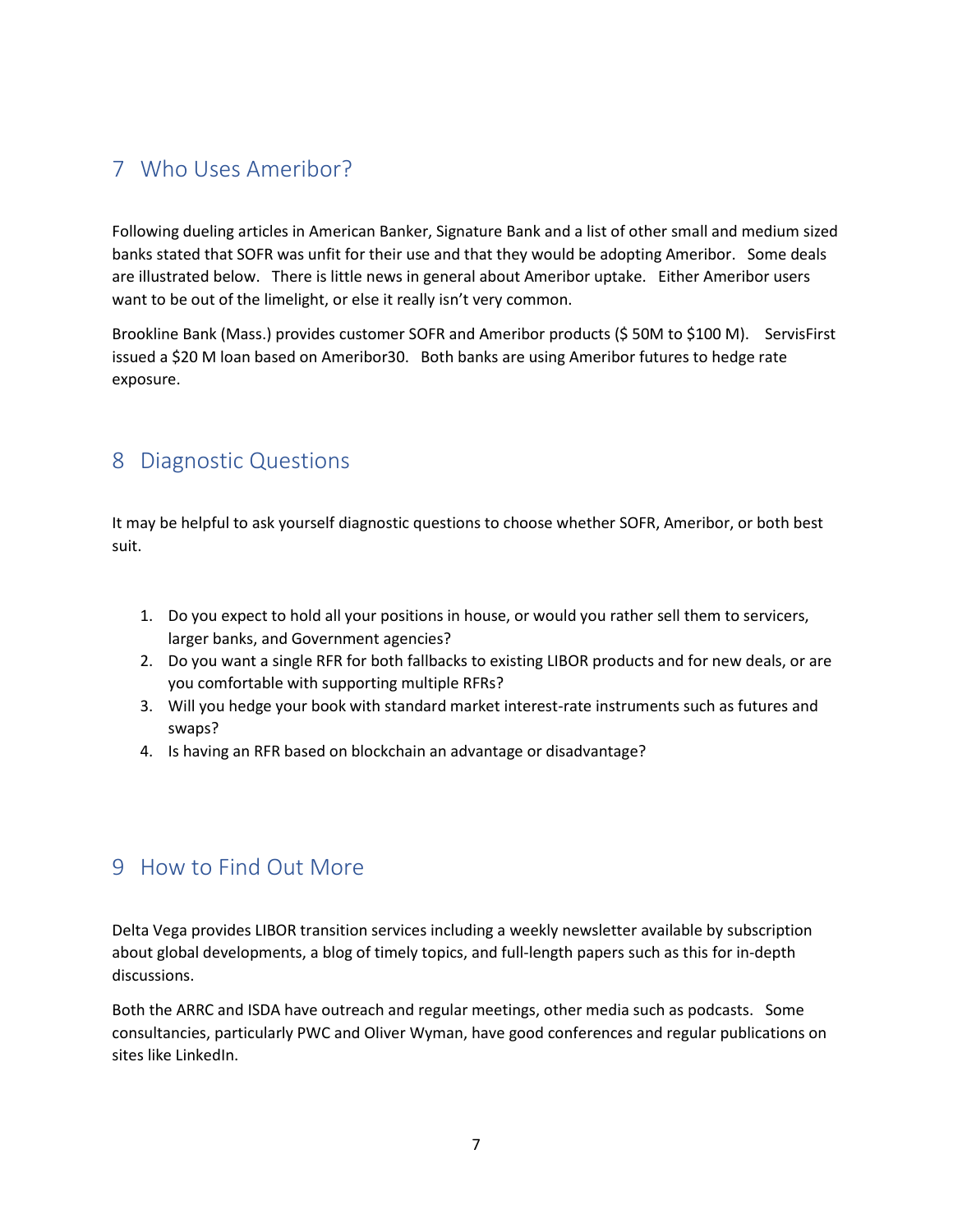## 7 Who Uses Ameribor?

Following dueling articles in American Banker, Signature Bank and a list of other small and medium sized banks stated that SOFR was unfit for their use and that they would be adopting Ameribor. Some deals are illustrated below. There is little news in general about Ameribor uptake. Either Ameribor users want to be out of the limelight, or else it really isn't very common.

Brookline Bank (Mass.) provides customer SOFR and Ameribor products ($ 50M to $100 M). ServisFirst issued a $20 M loan based on Ameribor30. Both banks are using Ameribor futures to hedge rate exposure.

## 8 Diagnostic Questions

It may be helpful to ask yourself diagnostic questions to choose whether SOFR, Ameribor, or both best suit.

1. Do you expect to hold all your positions in house, or would you rather sell them to servicers, larger banks, and Government agencies?
2. Do you want a single RFR for both fallbacks to existing LIBOR products and for new deals, or are you comfortable with supporting multiple RFRs?
3. Will you hedge your book with standard market interest-rate instruments such as futures and swaps?
4. Is having an RFR based on blockchain an advantage or disadvantage?

## 9 How to Find Out More

Delta Vega provides LIBOR transition services including a weekly newsletter available by subscription about global developments, a blog of timely topics, and full-length papers such as this for in-depth discussions.

Both the ARRC and ISDA have outreach and regular meetings, other media such as podcasts. Some consultancies, particularly PWC and Oliver Wyman, have good conferences and regular publications on sites like LinkedIn.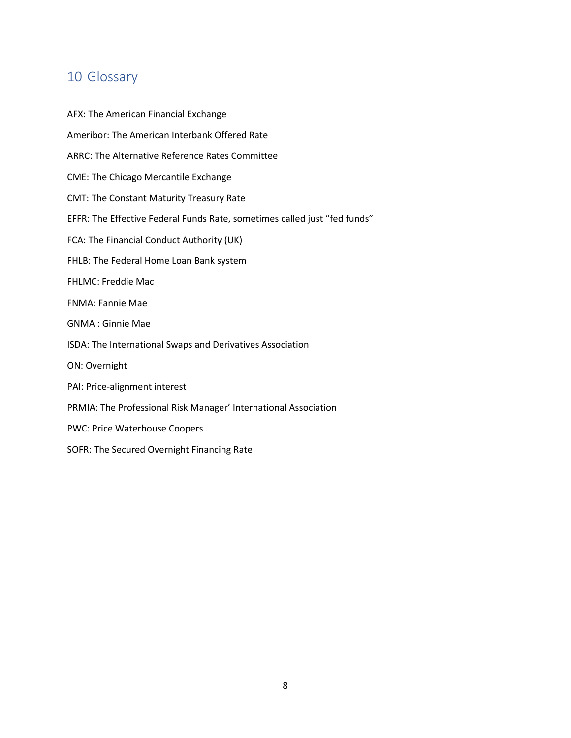## 10 Glossary

AFX: The American Financial Exchange

Ameribor: The American Interbank Offered Rate

ARRC: The Alternative Reference Rates Committee

CME: The Chicago Mercantile Exchange

CMT: The Constant Maturity Treasury Rate

EFFR: The Effective Federal Funds Rate, sometimes called just “fed funds”

FCA: The Financial Conduct Authority (UK)

FHLB: The Federal Home Loan Bank system

FHLMC: Freddie Mac

FNMA: Fannie Mae

GNMA : Ginnie Mae

ISDA: The International Swaps and Derivatives Association

ON: Overnight

PAI: Price-alignment interest

PRMIA: The Professional Risk Manager’ International Association

PWC: Price Waterhouse Coopers

SOFR: The Secured Overnight Financing Rate